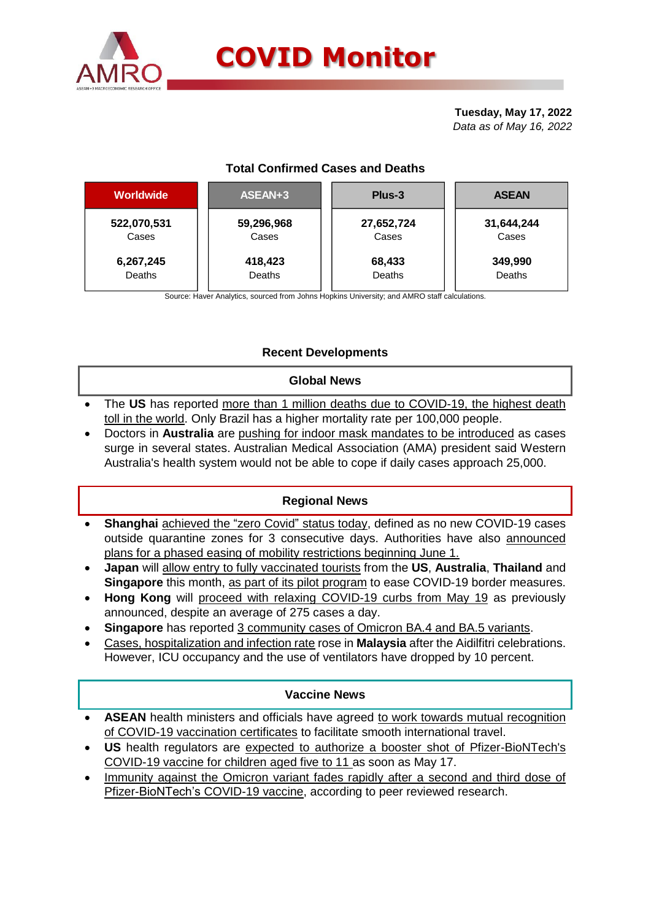# COVID Monitor

**Tuesday, May 17, 2022**
*Data as of May 16, 2022*

### Total Confirmed Cases and Deaths

| Worldwide | ASEAN+3 | Plus-3 | ASEAN |
|---|---|---|---|
| **522,070,531** Cases | **59,296,968** Cases | **27,652,724** Cases | **31,644,244** Cases |
| **6,267,245** Deaths | **418,423** Deaths | **68,433** Deaths | **349,990** Deaths |

Source: Haver Analytics, sourced from Johns Hopkins University; and AMRO staff calculations.

## Recent Developments

### Global News

- The **US** has reported more than 1 million deaths due to COVID-19, the highest death toll in the world. Only Brazil has a higher mortality rate per 100,000 people.
- Doctors in **Australia** are pushing for indoor mask mandates to be introduced as cases surge in several states. Australian Medical Association (AMA) president said Western Australia's health system would not be able to cope if daily cases approach 25,000.

### Regional News

- **Shanghai** achieved the "zero Covid" status today, defined as no new COVID-19 cases outside quarantine zones for 3 consecutive days. Authorities have also announced plans for a phased easing of mobility restrictions beginning June 1.
- **Japan** will allow entry to fully vaccinated tourists from the **US**, **Australia**, **Thailand** and **Singapore** this month, as part of its pilot program to ease COVID-19 border measures.
- **Hong Kong** will proceed with relaxing COVID-19 curbs from May 19 as previously announced, despite an average of 275 cases a day.
- **Singapore** has reported 3 community cases of Omicron BA.4 and BA.5 variants.
- Cases, hospitalization and infection rate rose in **Malaysia** after the Aidilfitri celebrations. However, ICU occupancy and the use of ventilators have dropped by 10 percent.

### Vaccine News

- **ASEAN** health ministers and officials have agreed to work towards mutual recognition of COVID-19 vaccination certificates to facilitate smooth international travel.
- **US** health regulators are expected to authorize a booster shot of Pfizer-BioNTech's COVID-19 vaccine for children aged five to 11 as soon as May 17.
- Immunity against the Omicron variant fades rapidly after a second and third dose of Pfizer-BioNTech's COVID-19 vaccine, according to peer reviewed research.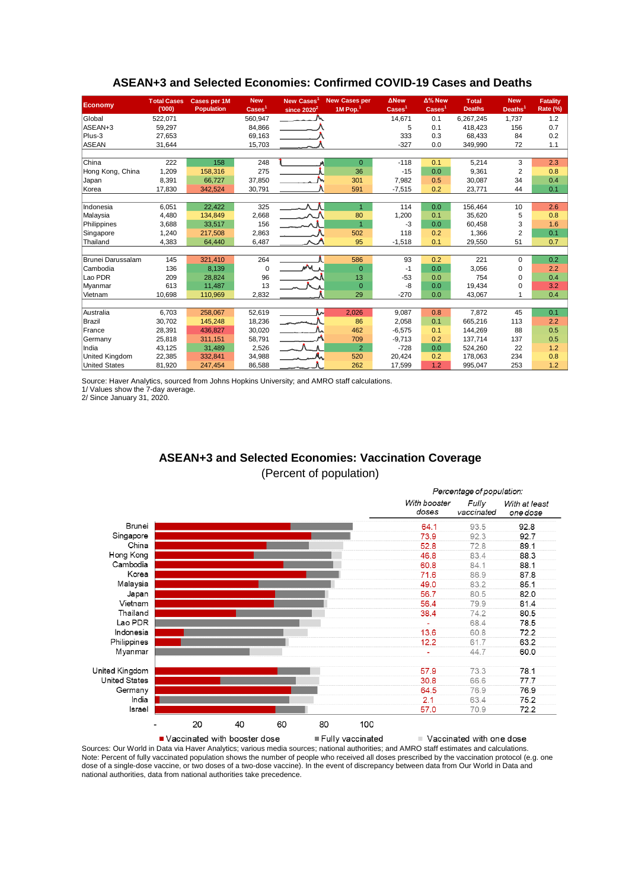## ASEAN+3 and Selected Economies: Confirmed COVID-19 Cases and Deaths

| Economy | Total Cases ('000) | Cases per 1M Population | New Cases[1] | New Cases[1] since 2020[2] | New Cases per 1M Pop.[1] | ΔNew Cases[1] | Δ% New Cases[1] | Total Deaths | New Deaths[1] | Fatality Rate (%) |
|---|---|---|---|---|---|---|---|---|---|---|
| Global | 522,071 | | 560,947 | | | 14,671 | 0.1 | 6,267,245 | 1,737 | 1.2 |
| ASEAN+3 | 59,297 | | 84,866 | | | 5 | 0.1 | 418,423 | 156 | 0.7 |
| Plus-3 | 27,653 | | 69,163 | | | 333 | 0.3 | 68,433 | 84 | 0.2 |
| ASEAN | 31,644 | | 15,703 | | | -327 | 0.0 | 349,990 | 72 | 1.1 |
| China | 222 | 158 | 248 | | 0 | -118 | 0.1 | 5,214 | 3 | 2.3 |
| Hong Kong, China | 1,209 | 158,316 | 275 | | 36 | -15 | 0.0 | 9,361 | 2 | 0.8 |
| Japan | 8,391 | 66,727 | 37,850 | | 301 | 7,982 | 0.5 | 30,087 | 34 | 0.4 |
| Korea | 17,830 | 342,524 | 30,791 | | 591 | -7,515 | 0.2 | 23,771 | 44 | 0.1 |
| Indonesia | 6,051 | 22,422 | 325 | | 1 | 114 | 0.0 | 156,464 | 10 | 2.6 |
| Malaysia | 4,480 | 134,849 | 2,668 | | 80 | 1,200 | 0.1 | 35,620 | 5 | 0.8 |
| Philippines | 3,688 | 33,517 | 156 | | 1 | -3 | 0.0 | 60,458 | 3 | 1.6 |
| Singapore | 1,240 | 217,508 | 2,863 | | 502 | 118 | 0.2 | 1,366 | 2 | 0.1 |
| Thailand | 4,383 | 64,440 | 6,487 | | 95 | -1,518 | 0.1 | 29,550 | 51 | 0.7 |
| Brunei Darussalam | 145 | 321,410 | 264 | | 586 | 93 | 0.2 | 221 | 0 | 0.2 |
| Cambodia | 136 | 8,139 | 0 | | 0 | -1 | 0.0 | 3,056 | 0 | 2.2 |
| Lao PDR | 209 | 28,824 | 96 | | 13 | -53 | 0.0 | 754 | 0 | 0.4 |
| Myanmar | 613 | 11,487 | 13 | | 0 | -8 | 0.0 | 19,434 | 0 | 3.2 |
| Vietnam | 10,698 | 110,969 | 2,832 | | 29 | -270 | 0.0 | 43,067 | 1 | 0.4 |
| Australia | 6,703 | 258,067 | 52,619 | | 2,026 | 9,087 | 0.8 | 7,872 | 45 | 0.1 |
| Brazil | 30,702 | 145,248 | 18,236 | | 86 | 2,058 | 0.1 | 665,216 | 113 | 2.2 |
| France | 28,391 | 436,827 | 30,020 | | 462 | -6,575 | 0.1 | 144,269 | 88 | 0.5 |
| Germany | 25,818 | 311,151 | 58,791 | | 709 | -9,713 | 0.2 | 137,714 | 137 | 0.5 |
| India | 43,125 | 31,489 | 2,526 | | 2 | -728 | 0.0 | 524,260 | 22 | 1.2 |
| United Kingdom | 22,385 | 332,841 | 34,988 | | 520 | 20,424 | 0.2 | 178,063 | 234 | 0.8 |
| United States | 81,920 | 247,454 | 86,588 | | 262 | 17,599 | 1.2 | 995,047 | 253 | 1.2 |

Source: Haver Analytics, sourced from Johns Hopkins University; and AMRO staff calculations.
1/ Values show the 7-day average.
2/ Since January 31, 2020.

## ASEAN+3 and Selected Economies: Vaccination Coverage

(Percent of population)

*Percentage of population:*

| Economy | With booster doses | Fully vaccinated | With at least one dose |
|---|---|---|---|
| Brunei | 64.1 | 93.5 | 92.8 |
| Singapore | 73.9 | 92.3 | 92.7 |
| China | 52.8 | 72.8 | 89.1 |
| Hong Kong | 46.8 | 83.4 | 88.3 |
| Cambodia | 60.8 | 84.1 | 88.1 |
| Korea | 71.6 | 86.9 | 87.8 |
| Malaysia | 49.0 | 83.2 | 85.1 |
| Japan | 56.7 | 80.5 | 82.0 |
| Vietnam | 56.4 | 79.9 | 81.4 |
| Thailand | 38.4 | 74.2 | 80.5 |
| Lao PDR | - | 68.4 | 78.5 |
| Indonesia | 13.6 | 60.8 | 72.2 |
| Philippines | 12.2 | 61.7 | 63.2 |
| Myanmar | - | 44.7 | 60.0 |
| United Kingdom | 57.9 | 73.3 | 78.1 |
| United States | 30.8 | 66.6 | 77.7 |
| Germany | 64.5 | 76.9 | 76.9 |
| India | 2.1 | 63.4 | 75.2 |
| Israel | 57.0 | 70.9 | 72.2 |

- 20 40 60 80 100

Vaccinated with booster dose | Fully vaccinated | Vaccinated with one dose

Sources: Our World in Data via Haver Analytics; various media sources; national authorities; and AMRO staff estimates and calculations.
Note: Percent of fully vaccinated population shows the number of people who received all doses prescribed by the vaccination protocol (e.g. one dose of a single-dose vaccine, or two doses of a two-dose vaccine). In the event of discrepancy between data from Our World in Data and national authorities, data from national authorities take precedence.